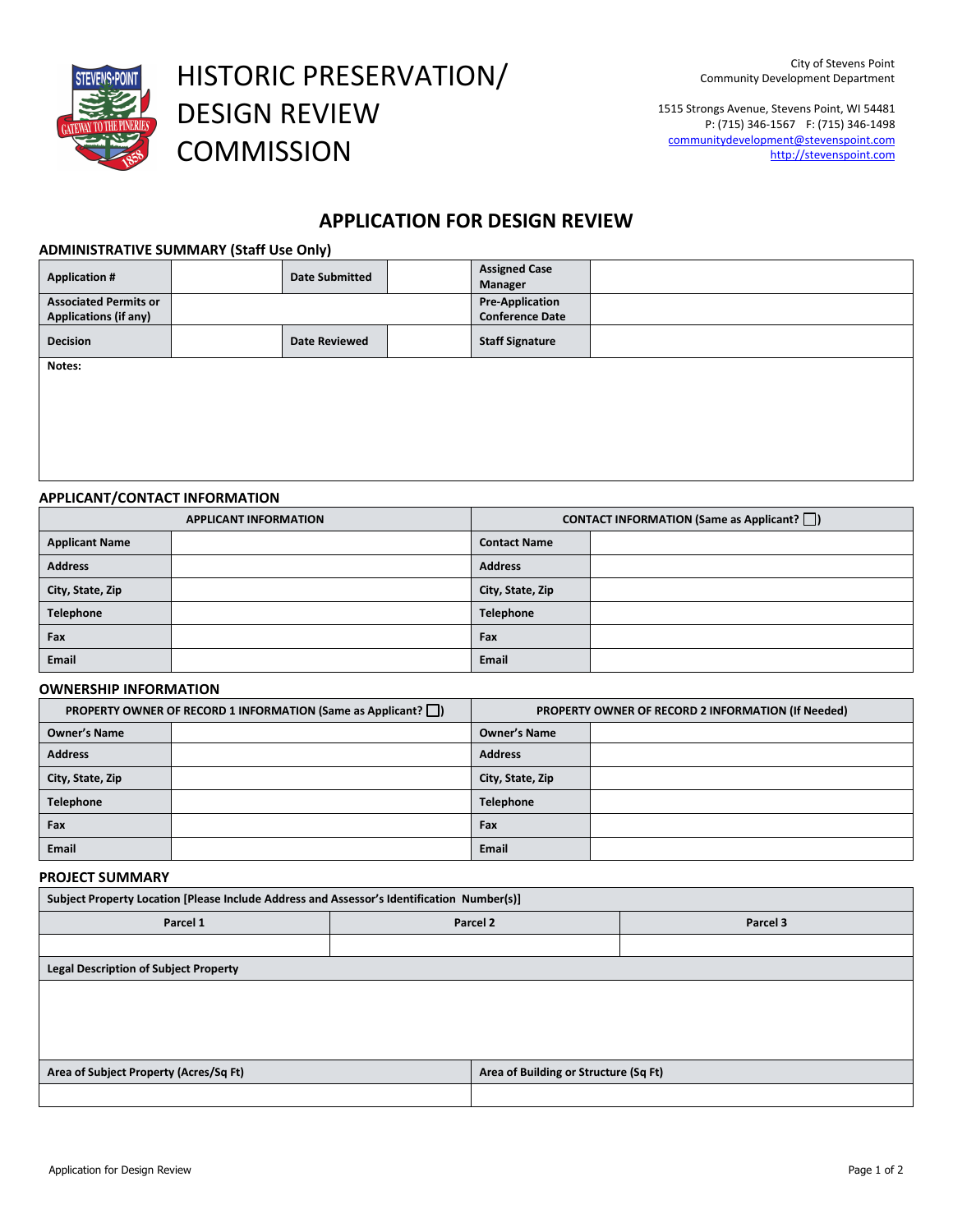# HISTORIC PRESERVATION/ DESIGN REVIEW COMMISSION

City of Stevens Point
Community Development Department

1515 Strongs Avenue, Stevens Point, WI 54481
P: (715) 346-1567 F: (715) 346-1498
communitydevelopment@stevenspoint.com
http://stevenspoint.com

## APPLICATION FOR DESIGN REVIEW

### ADMINISTRATIVE SUMMARY (Staff Use Only)

| **Application #** | | **Date Submitted** | | **Assigned Case Manager** | |
|---|---|---|---|---|---|
| **Associated Permits or Applications (if any)** | | | | **Pre-Application Conference Date** | |
| **Decision** | | **Date Reviewed** | | **Staff Signature** | |
| **Notes:** | | | | | |

### APPLICANT/CONTACT INFORMATION

| **APPLICANT INFORMATION** | | **CONTACT INFORMATION (Same as Applicant? ☐)** | |
|---|---|---|---|
| **Applicant Name** | | **Contact Name** | |
| **Address** | | **Address** | |
| **City, State, Zip** | | **City, State, Zip** | |
| **Telephone** | | **Telephone** | |
| **Fax** | | **Fax** | |
| **Email** | | **Email** | |

### OWNERSHIP INFORMATION

| **PROPERTY OWNER OF RECORD 1 INFORMATION (Same as Applicant? ☐)** | | **PROPERTY OWNER OF RECORD 2 INFORMATION (If Needed)** | |
|---|---|---|---|
| **Owner's Name** | | **Owner's Name** | |
| **Address** | | **Address** | |
| **City, State, Zip** | | **City, State, Zip** | |
| **Telephone** | | **Telephone** | |
| **Fax** | | **Fax** | |
| **Email** | | **Email** | |

### PROJECT SUMMARY

| **Subject Property Location [Please Include Address and Assessor's Identification Number(s)]** | | |
|---|---|---|
| **Parcel 1** | **Parcel 2** | **Parcel 3** |
| | | |

| **Legal Description of Subject Property** |
|---|
| |

| **Area of Subject Property (Acres/Sq Ft)** | **Area of Building or Structure (Sq Ft)** |
|---|---|
| | |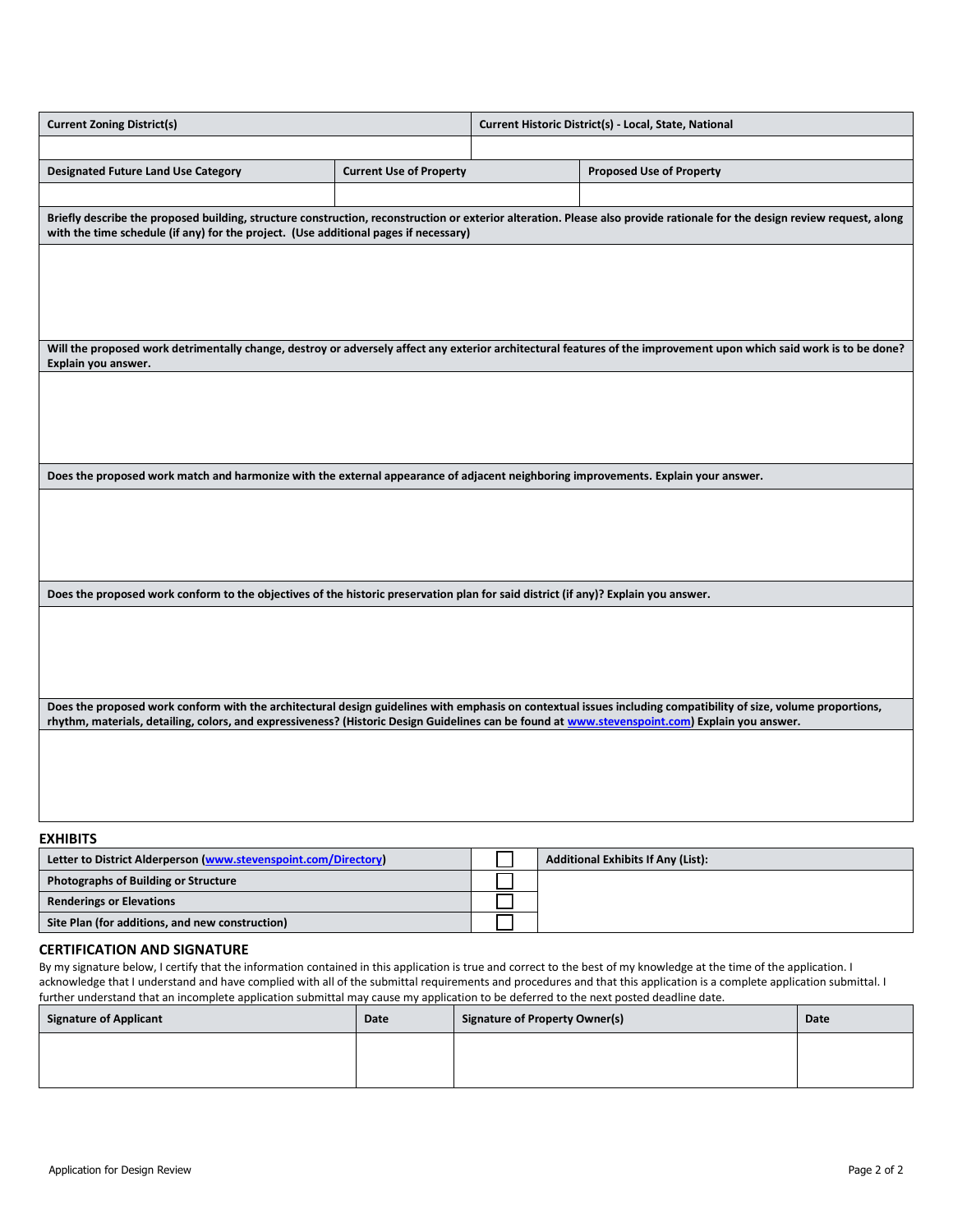| Current Zoning District(s) | Current Historic District(s) - Local, State, National |
| --- | --- |
| | |

| Designated Future Land Use Category | Current Use of Property | Proposed Use of Property |
| --- | --- | --- |
| | | |

**Briefly describe the proposed building, structure construction, reconstruction or exterior alteration. Please also provide rationale for the design review request, along with the time schedule (if any) for the project. (Use additional pages if necessary)**

**Will the proposed work detrimentally change, destroy or adversely affect any exterior architectural features of the improvement upon which said work is to be done? Explain you answer.**

**Does the proposed work match and harmonize with the external appearance of adjacent neighboring improvements. Explain your answer.**

**Does the proposed work conform to the objectives of the historic preservation plan for said district (if any)? Explain you answer.**

**Does the proposed work conform with the architectural design guidelines with emphasis on contextual issues including compatibility of size, volume proportions, rhythm, materials, detailing, colors, and expressiveness? (Historic Design Guidelines can be found at www.stevenspoint.com) Explain you answer.**

## EXHIBITS

| | | |
| --- | --- | --- |
| Letter to District Alderperson (www.stevenspoint.com/Directory) | ☐ | **Additional Exhibits If Any (List):** |
| Photographs of Building or Structure | ☐ | |
| Renderings or Elevations | ☐ | |
| Site Plan (for additions, and new construction) | ☐ | |

## CERTIFICATION AND SIGNATURE

By my signature below, I certify that the information contained in this application is true and correct to the best of my knowledge at the time of the application. I acknowledge that I understand and have complied with all of the submittal requirements and procedures and that this application is a complete application submittal. I further understand that an incomplete application submittal may cause my application to be deferred to the next posted deadline date.

| Signature of Applicant | Date | Signature of Property Owner(s) | Date |
| --- | --- | --- | --- |
| | | | |